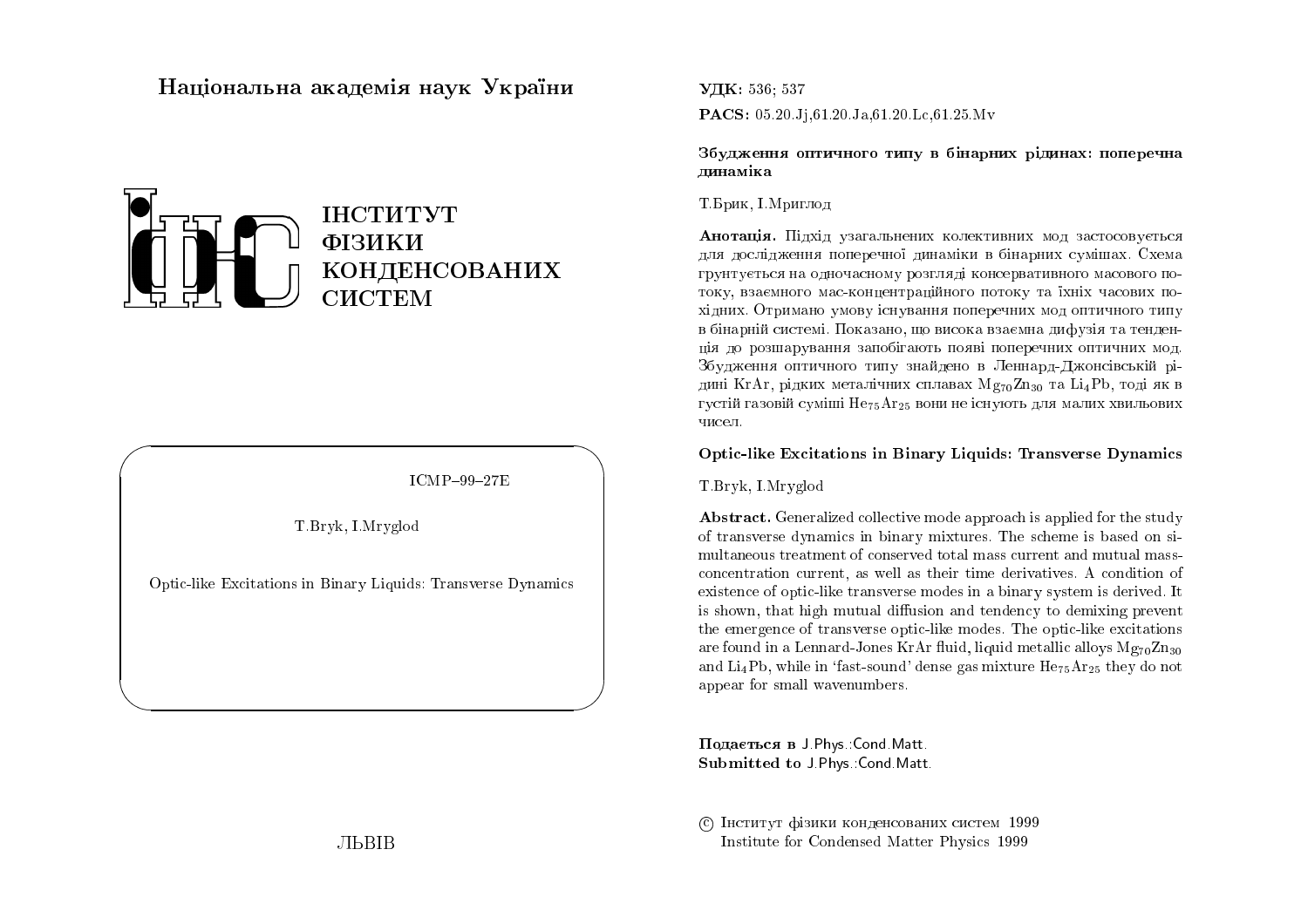Національна академія наук України

ІНСТИТУТ
ФІЗИКИ
КОНДЕНСОВАНИХ
СИСТЕМ

ICMP–99–27E

T.Bryk, I.Mryglod

Optic-like Excitations in Binary Liquids: Transverse Dynamics

ЛЬВІВ

**УДК:** 536; 537

**PACS:** 05.20.Jj,61.20.Ja,61.20.Lc,61.25.Mv

**Збудження оптичного типу в бінарних рідинах: поперечна динаміка**

Т.Брик, І.Мриглод

**Анотація.** Підхід узагальнених колективних мод застосовується для дослідження поперечної динаміки в бінарних сумішах. Схема грунтується на одночасному розгляді консервативного масового потоку, взаємного мас-концентраційного потоку та їхніх часових похідних. Отримано умову існування поперечних мод оптичного типу в бінарній системі. Показано, що висока взаємна дифузія та тенденція до розшарування запобігають появі поперечних оптичних мод. Збудження оптичного типу знайдено в Леннард-Джонсівській рідині KrAr, рідких металічних сплавах $Mg_{70}Zn_{30}$ та $Li_4Pb$, тоді як в густій газовій суміші $He_{75}Ar_{25}$ вони не існують для малих хвильових чисел.

**Optic-like Excitations in Binary Liquids: Transverse Dynamics**

T.Bryk, I.Mryglod

**Abstract.** Generalized collective mode approach is applied for the study of transverse dynamics in binary mixtures. The scheme is based on simultaneous treatment of conserved total mass current and mutual mass-concentration current, as well as their time derivatives. A condition of existence of optic-like transverse modes in a binary system is derived. It is shown, that high mutual diffusion and tendency to demixing prevent the emergence of transverse optic-like modes. The optic-like excitations are found in a Lennard-Jones KrAr fluid, liquid metallic alloys $Mg_{70}Zn_{30}$ and $Li_4Pb$, while in 'fast-sound' dense gas mixture $He_{75}Ar_{25}$ they do not appear for small wavenumbers.

**Подається в** J.Phys.:Cond.Matt.
**Submitted to** J.Phys.:Cond.Matt.

© Інститут фізики конденсованих систем 1999
Institute for Condensed Matter Physics 1999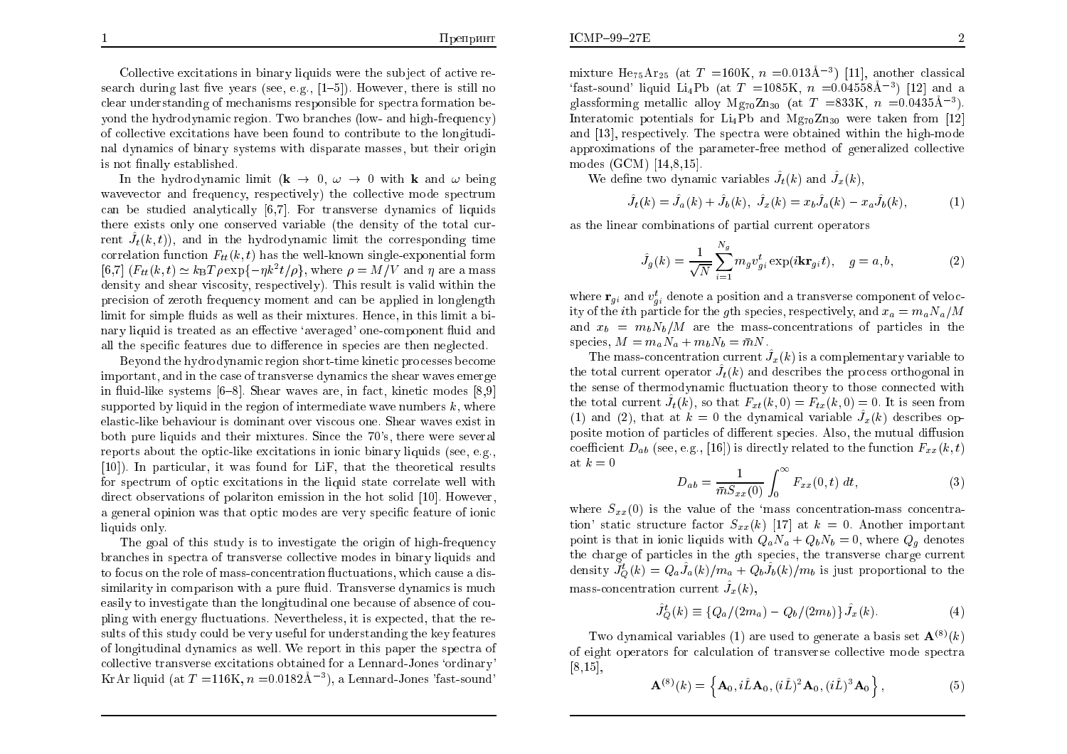Collective excitations in binary liquids were the subject of active research during last five years (see, e.g., [1–5]). However, there is still no clear understanding of mechanisms responsible for spectra formation beyond the hydrodynamic region. Two branches (low- and high-frequency) of collective excitations have been found to contribute to the longitudinal dynamics of binary systems with disparate masses, but their origin is not finally established.

In the hydrodynamic limit ($\mathbf{k} \to 0$, $\omega \to 0$ with $\mathbf{k}$ and $\omega$ being wavevector and frequency, respectively) the collective mode spectrum can be studied analytically [6,7]. For transverse dynamics of liquids there exists only one conserved variable (the density of the total current $\hat{J}_t(k,t)$), and in the hydrodynamic limit the corresponding time correlation function $F_{tt}(k,t)$ has the well-known single-exponential form [6,7] ($F_{tt}(k,t) \simeq k_{\rm B}T\rho\exp\{-\eta k^2 t/\rho\}$, where $\rho = M/V$ and $\eta$ are a mass density and shear viscosity, respectively). This result is valid within the precision of zeroth frequency moment and can be applied in longlength limit for simple fluids as well as their mixtures. Hence, in this limit a binary liquid is treated as an effective 'averaged' one-component fluid and all the specific features due to difference in species are then neglected.

Beyond the hydrodynamic region short-time kinetic processes become important, and in the case of transverse dynamics the shear waves emerge in fluid-like systems [6–8]. Shear waves are, in fact, kinetic modes [8,9] supported by liquid in the region of intermediate wave numbers $k$, where elastic-like behaviour is dominant over viscous one. Shear waves exist in both pure liquids and their mixtures. Since the 70's, there were several reports about the optic-like excitations in ionic binary liquids (see, e.g., [10]). In particular, it was found for LiF, that the theoretical results for spectrum of optic excitations in the liquid state correlate well with direct observations of polariton emission in the hot solid [10]. However, a general opinion was that optic modes are very specific feature of ionic liquids only.

The goal of this study is to investigate the origin of high-frequency branches in spectra of transverse collective modes in binary liquids and to focus on the role of mass-concentration fluctuations, which cause a dissimilarity in comparison with a pure fluid. Transverse dynamics is much easily to investigate than the longitudinal one because of absence of coupling with energy fluctuations. Nevertheless, it is expected, that the results of this study could be very useful for understanding the key features of longitudinal dynamics as well. We report in this paper the spectra of collective transverse excitations obtained for a Lennard-Jones 'ordinary' KrAr liquid (at $T$ =116K, $n$ =0.0182Å$^{-3}$), a Lennard-Jones 'fast-sound' mixture $He_{75}Ar_{25}$ (at $T$ =160K, $n$ =0.013Å$^{-3}$) [11], another classical 'fast-sound' liquid $Li_4Pb$ (at $T$ =1085K, $n$ =0.04558Å$^{-3}$) [12] and a glassforming metallic alloy $Mg_{70}Zn_{30}$ (at $T$ =833K, $n$ =0.0435Å$^{-3}$). Interatomic potentials for $Li_4Pb$ and $Mg_{70}Zn_{30}$ were taken from [12] and [13], respectively. The spectra were obtained within the high-mode approximations of the parameter-free method of generalized collective modes (GCM) [14,8,15].

We define two dynamic variables $\hat{J}_t(k)$ and $\hat{J}_x(k)$,

$$\hat{J}_t(k) = \hat{J}_a(k) + \hat{J}_b(k),\;\; \hat{J}_x(k) = x_b\hat{J}_a(k) - x_a\hat{J}_b(k), \tag{1}$$

as the linear combinations of partial current operators

$$\hat{J}_g(k) = \frac{1}{\sqrt{N}}\sum_{i=1}^{N_g} m_g v^t_{gi}\exp(i\mathbf{k}\mathbf{r}_{gi}t), \quad g = a, b, \tag{2}$$

where $\mathbf{r}_{gi}$ and $v^t_{gi}$ denote a position and a transverse component of velocity of the $i$th particle for the $g$th species, respectively, and $x_a = m_aN_a/M$ and $x_b = m_bN_b/M$ are the mass-concentrations of particles in the species, $M = m_aN_a + m_bN_b = \bar{m}N$.

The mass-concentration current $\hat{J}_x(k)$ is a complementary variable to the total current operator $\hat{J}_t(k)$ and describes the process orthogonal in the sense of thermodynamic fluctuation theory to those connected with the total current $\hat{J}_t(k)$, so that $F_{xt}(k,0) = F_{tx}(k,0) = 0$. It is seen from (1) and (2), that at $k = 0$ the dynamical variable $\hat{J}_x(k)$ describes opposite motion of particles of different species. Also, the mutual diffusion coefficient $D_{ab}$ (see, e.g., [16]) is directly related to the function $F_{xx}(k,t)$ at $k = 0$

$$D_{ab} = \frac{1}{\bar{m}S_{xx}(0)}\int_0^\infty F_{xx}(0,t)\; dt, \tag{3}$$

where $S_{xx}(0)$ is the value of the 'mass concentration-mass concentration' static structure factor $S_{xx}(k)$ [17] at $k = 0$. Another important point is that in ionic liquids with $Q_aN_a + Q_bN_b = 0$, where $Q_g$ denotes the charge of particles in the $g$th species, the transverse charge current density $\hat{J}^t_Q(k) = Q_a\hat{J}_a(k)/m_a + Q_b\hat{J}_b(k)/m_b$ is just proportional to the mass-concentration current $\hat{J}_x(k)$,

$$\hat{J}^t_Q(k) \equiv \{Q_a/(2m_a) - Q_b/(2m_b)\}\hat{J}_x(k). \tag{4}$$

Two dynamical variables (1) are used to generate a basis set $\mathbf{A}^{(8)}(k)$ of eight operators for calculation of transverse collective mode spectra [8,15],

$$\mathbf{A}^{(8)}(k) = \left\{\mathbf{A}_0, i\hat{L}\mathbf{A}_0, (i\hat{L})^2\mathbf{A}_0, (i\hat{L})^3\mathbf{A}_0\right\}, \tag{5}$$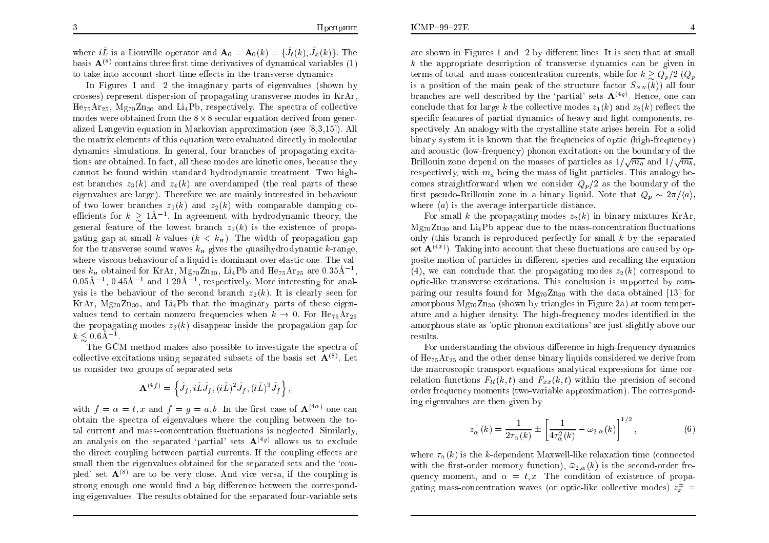where $i\hat{L}$ is a Liouville operator and $\mathbf{A}_0 = \mathbf{A}_0(k) = \{\hat{J}_t(k), \hat{J}_x(k)\}$. The basis $\mathbf{A}^{(8)}$ contains three first time derivatives of dynamical variables (1) to take into account short-time effects in the transverse dynamics.

In Figures 1 and 2 the imaginary parts of eigenvalues (shown by crosses) represent dispersion of propagating transverse modes in KrAr, $He_{75}Ar_{25}$, $Mg_{70}Zn_{30}$ and $Li_4Pb$, respectively. The spectra of collective modes were obtained from the $8\times 8$ secular equation derived from generalized Langevin equation in Markovian approximation (see [8,3,15]). All the matrix elements of this equation were evaluated directly in molecular dynamics simulations. In general, four branches of propagating excitations are obtained. In fact, all these modes are kinetic ones, because they cannot be found within standard hydrodynamic treatment. Two highest branches $z_3(k)$ and $z_4(k)$ are overdamped (the real parts of these eigenvalues are large). Therefore we are mainly interested in behaviour of two lower branches $z_1(k)$ and $z_2(k)$ with comparable damping coefficients for $k \gtrsim 1\text{Å}^{-1}$. In agreement with hydrodynamic theory, the general feature of the lowest branch $z_1(k)$ is the existence of propagating gap at small $k$-values ($k < k_H$). The width of propagation gap for the transverse sound waves $k_H$ gives the quasihydrodynamic $k$-range, where viscous behaviour of a liquid is dominant over elastic one. The values $k_H$ obtained for KrAr, $Mg_{70}Zn_{30}$, $Li_4Pb$ and $He_{75}Ar_{25}$ are $0.35\text{Å}^{-1}$, $0.05\text{Å}^{-1}$, $0.45\text{Å}^{-1}$ and $1.29\text{Å}^{-1}$, respectively. More interesting for analysis is the behaviour of the second branch $z_2(k)$. It is clearly seen for KrAr, $Mg_{70}Zn_{30}$, and $Li_4Pb$ that the imaginary parts of these eigenvalues tend to certain nonzero frequencies when $k \to 0$. For $He_{75}Ar_{25}$ the propagating modes $z_2(k)$ disappear inside the propagation gap for $k \lesssim 0.6\text{Å}^{-1}$.

The GCM method makes also possible to investigate the spectra of collective excitations using separated subsets of the basis set $\mathbf{A}^{(8)}$. Let us consider two groups of separated sets

$$\mathbf{A}^{(4f)} = \left\{ \hat{J}_f, i\hat{L}\hat{J}_f, (i\hat{L})^2\hat{J}_f, (i\hat{L})^3\hat{J}_f \right\},$$

with $f = \alpha = t, x$ and $f = g = a, b$. In the first case of $\mathbf{A}^{(4\alpha)}$ one can obtain the spectra of eigenvalues where the coupling between the total current and mass-concentration fluctuations is neglected. Similarly, an analysis on the separated 'partial' sets $\mathbf{A}^{(4g)}$ allows us to exclude the direct coupling between partial currents. If the coupling effects are small then the eigenvalues obtained for the separated sets and the 'coupled' set $\mathbf{A}^{(8)}$ are to be very close. And vice versa, if the coupling is strong enough one would find a big difference between the corresponding eigenvalues. The results obtained for the separated four-variable sets are shown in Figures 1 and 2 by different lines. It is seen that at small $k$ the appropriate description of transverse dynamics can be given in terms of total- and mass-concentration currents, while for $k \gtrsim Q_p/2$ ($Q_p$ is a position of the main peak of the structure factor $S_{NN}(k)$) all four branches are well described by the 'partial' sets $\mathbf{A}^{(4g)}$. Hence, one can conclude that for large $k$ the collective modes $z_1(k)$ and $z_2(k)$ reflect the specific features of partial dynamics of heavy and light components, respectively. An analogy with the crystalline state arises herein. For a solid binary system it is known that the frequencies of optic (high-frequency) and acoustic (low-frequency) phonon excitations on the boundary of the Brillouin zone depend on the masses of particles as $1/\sqrt{m_a}$ and $1/\sqrt{m_b}$, respectively, with $m_a$ being the mass of light particles. This analogy becomes straightforward when we consider $Q_p/2$ as the boundary of the first pseudo-Brillouin zone in a binary liquid. Note that $Q_p \sim 2\pi/\langle a\rangle$, where $\langle a\rangle$ is the average interparticle distance.

For small $k$ the propagating modes $z_2(k)$ in binary mixtures KrAr, $Mg_{70}Zn_{30}$ and $Li_4Pb$ appear due to the mass-concentration fluctuations only (this branch is reproduced perfectly for small $k$ by the separated set $\mathbf{A}^{(4x)}$). Taking into account that these fluctuations are caused by opposite motion of particles in different species and recalling the equation (4), we can conclude that the propagating modes $z_2(k)$ correspond to optic-like transverse excitations. This conclusion is supported by comparing our results found for $Mg_{70}Zn_{30}$ with the data obtained [13] for amorphous $Mg_{70}Zn_{30}$ (shown by triangles in Figure 2a) at room temperature and a higher density. The high-frequency modes identified in the amorphous state as 'optic phonon excitations' are just slightly above our results.

For understanding the obvious difference in high-frequency dynamics of $He_{75}Ar_{25}$ and the other dense binary liquids considered we derive from the macroscopic transport equations analytical expressions for time correlation functions $F_{tt}(k,t)$ and $F_{xx}(k,t)$ within the precision of second order frequency moments (two-variable approximation). The corresponding eigenvalues are then given by

$$z_\alpha^{\pm}(k) = \frac{1}{2\tau_\alpha(k)} \pm \left[ \frac{1}{4\tau_\alpha^2(k)} - \bar{\omega}_{2,\alpha}(k) \right]^{1/2}, \qquad (6)$$

where $\tau_\alpha(k)$ is the $k$-dependent Maxwell-like relaxation time (connected with the first-order memory function), $\bar{\omega}_{2,\alpha}(k)$ is the second-order frequency moment, and $\alpha = t, x$. The condition of existence of propagating mass-concentration waves (or optic-like collective modes) $z_x^{\pm} =$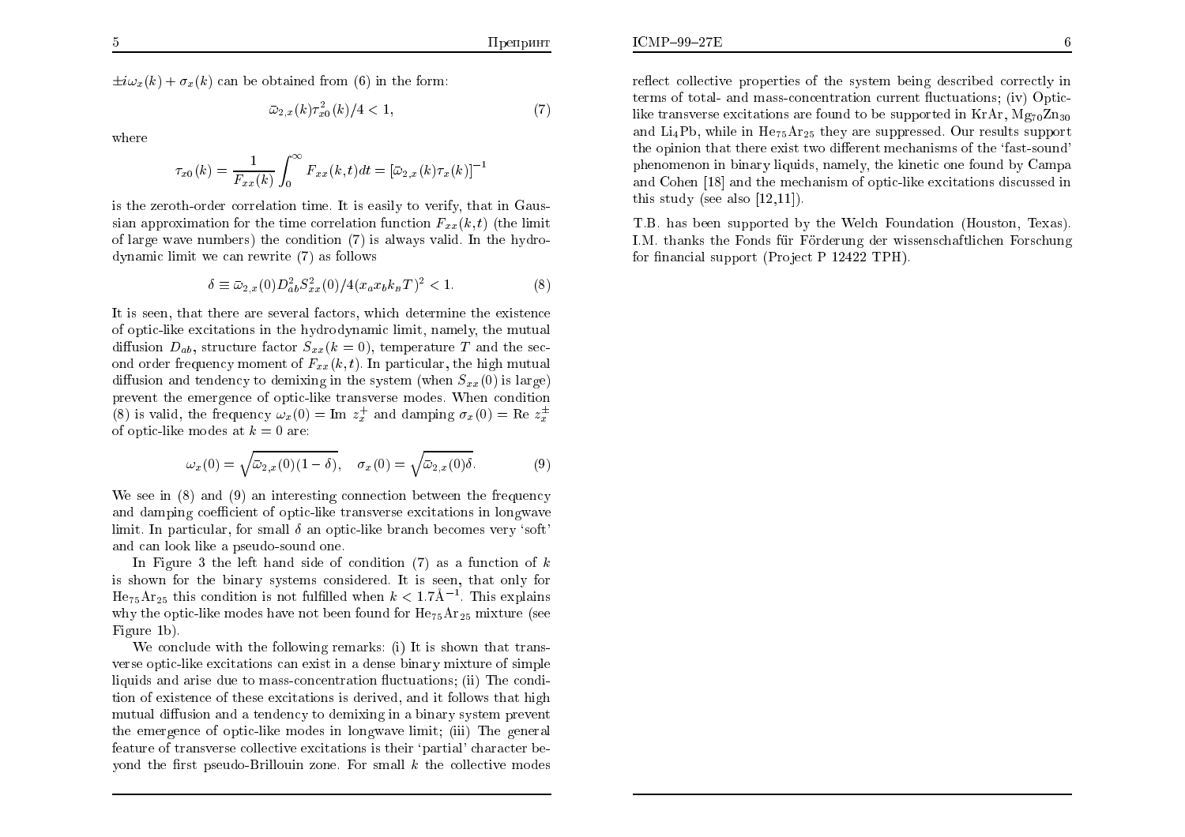$\pm i\omega_x(k) + \sigma_x(k)$ can be obtained from (6) in the form:

$$\bar{\omega}_{2,x}(k)\tau_{x0}^2(k)/4 < 1, \tag{7}$$

where

$$\tau_{x0}(k) = \frac{1}{F_{xx}(k)}\int_0^\infty F_{xx}(k,t)dt = [\bar{\omega}_{2,x}(k)\tau_x(k)]^{-1}$$

is the zeroth-order correlation time. It is easily to verify, that in Gaussian approximation for the time correlation function $F_{xx}(k,t)$ (the limit of large wave numbers) the condition (7) is always valid. In the hydrodynamic limit we can rewrite (7) as follows

$$\delta \equiv \bar{\omega}_{2,x}(0)D_{ab}^2 S_{xx}^2(0)/4(x_a x_b k_B T)^2 < 1. \tag{8}$$

It is seen, that there are several factors, which determine the existence of optic-like excitations in the hydrodynamic limit, namely, the mutual diffusion $D_{ab}$, structure factor $S_{xx}(k=0)$, temperature $T$ and the second order frequency moment of $F_{xx}(k,t)$. In particular, the high mutual diffusion and tendency to demixing in the system (when $S_{xx}(0)$ is large) prevent the emergence of optic-like transverse modes. When condition (8) is valid, the frequency $\omega_x(0) = \mathrm{Im}\ z_x^+$ and damping $\sigma_x(0) = \mathrm{Re}\ z_x^\pm$ of optic-like modes at $k=0$ are:

$$\omega_x(0) = \sqrt{\bar{\omega}_{2,x}(0)(1-\delta)}, \quad \sigma_x(0) = \sqrt{\bar{\omega}_{2,x}(0)\delta}. \tag{9}$$

We see in (8) and (9) an interesting connection between the frequency and damping coefficient of optic-like transverse excitations in longwave limit. In particular, for small $\delta$ an optic-like branch becomes very 'soft' and can look like a pseudo-sound one.

In Figure 3 the left hand side of condition (7) as a function of $k$ is shown for the binary systems considered. It is seen, that only for $He_{75}Ar_{25}$ this condition is not fulfilled when $k < 1.7$Å$^{-1}$. This explains why the optic-like modes have not been found for $He_{75}Ar_{25}$ mixture (see Figure 1b).

We conclude with the following remarks: (i) It is shown that transverse optic-like excitations can exist in a dense binary mixture of simple liquids and arise due to mass-concentration fluctuations; (ii) The condition of existence of these excitations is derived, and it follows that high mutual diffusion and a tendency to demixing in a binary system prevent the emergence of optic-like modes in longwave limit; (iii) The general feature of transverse collective excitations is their 'partial' character beyond the first pseudo-Brillouin zone. For small $k$ the collective modes reflect collective properties of the system being described correctly in terms of total- and mass-concentration current fluctuations; (iv) Optic-like transverse excitations are found to be supported in KrAr, $Mg_{70}Zn_{30}$ and $Li_4Pb$, while in $He_{75}Ar_{25}$ they are suppressed. Our results support the opinion that there exist two different mechanisms of the 'fast-sound' phenomenon in binary liquids, namely, the kinetic one found by Campa and Cohen [18] and the mechanism of optic-like excitations discussed in this study (see also [12,11]).

T.B. has been supported by the Welch Foundation (Houston, Texas). I.M. thanks the Fonds für Förderung der wissenschaftlichen Forschung for financial support (Project P 12422 TPH).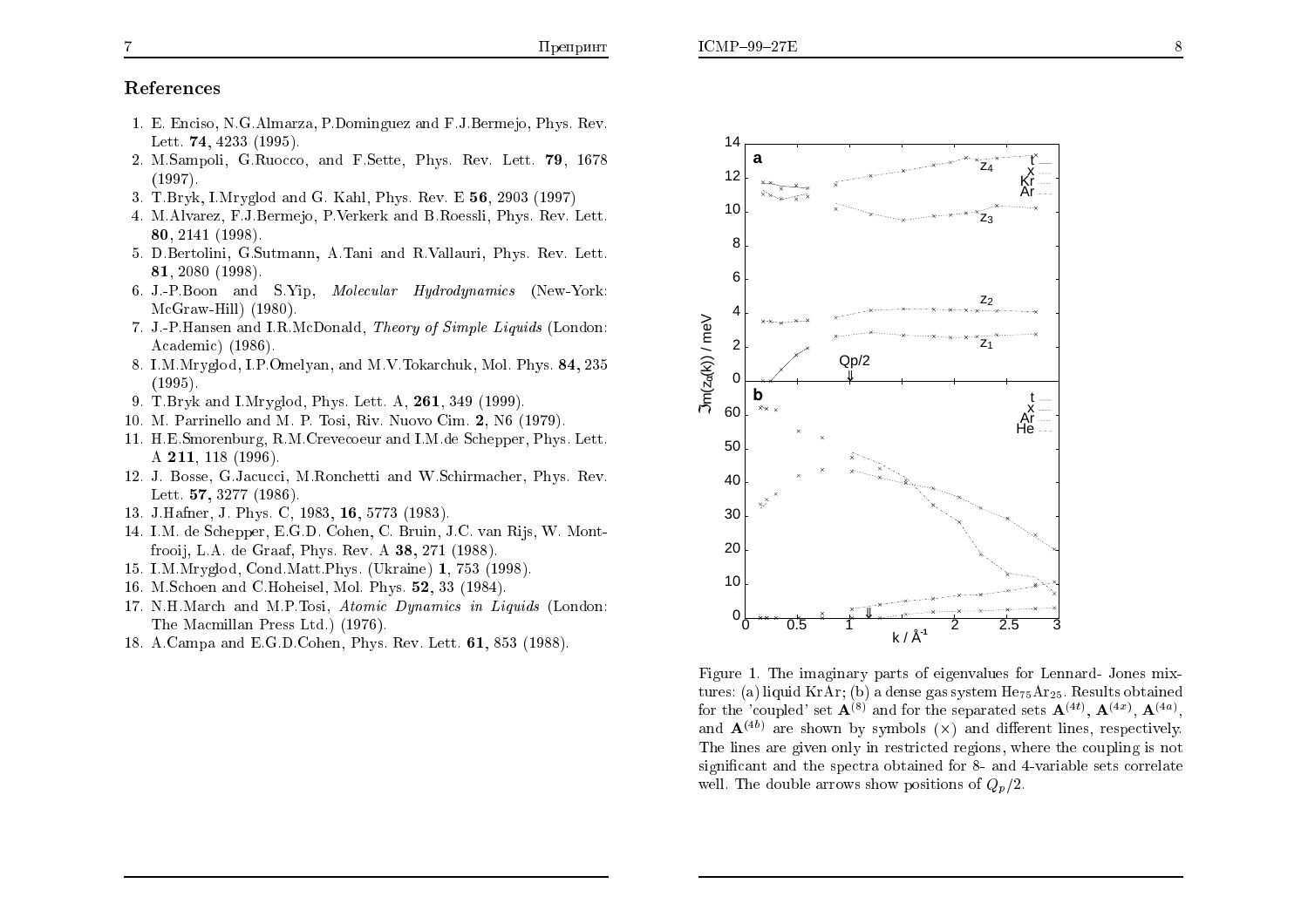## References

1. E. Enciso, N.G.Almarza, P.Dominguez and F.J.Bermejo, Phys. Rev. Lett. **74**, 4233 (1995).
2. M.Sampoli, G.Ruocco, and F.Sette, Phys. Rev. Lett. **79**, 1678 (1997).
3. T.Bryk, I.Mryglod and G. Kahl, Phys. Rev. E **56**, 2903 (1997)
4. M.Alvarez, F.J.Bermejo, P.Verkerk and B.Roessli, Phys. Rev. Lett. **80**, 2141 (1998).
5. D.Bertolini, G.Sutmann, A.Tani and R.Vallauri, Phys. Rev. Lett. **81**, 2080 (1998).
6. J.-P.Boon and S.Yip, *Molecular Hydrodynamics* (New-York: McGraw-Hill) (1980).
7. J.-P.Hansen and I.R.McDonald, *Theory of Simple Liquids* (London: Academic) (1986).
8. I.M.Mryglod, I.P.Omelyan, and M.V.Tokarchuk, Mol. Phys. **84,** 235 (1995).
9. T.Bryk and I.Mryglod, Phys. Lett. A, **261**, 349 (1999).
10. M. Parrinello and M. P. Tosi, Riv. Nuovo Cim. **2**, N6 (1979).
11. H.E.Smorenburg, R.M.Crevecoeur and I.M.de Schepper, Phys. Lett. A **211**, 118 (1996).
12. J. Bosse, G.Jacucci, M.Ronchetti and W.Schirmacher, Phys. Rev. Lett. **57,** 3277 (1986).
13. J.Hafner, J. Phys. C, 1983, **16**, 5773 (1983).
14. I.M. de Schepper, E.G.D. Cohen, C. Bruin, J.C. van Rijs, W. Montfrooij, L.A. de Graaf, Phys. Rev. A **38,** 271 (1988).
15. I.M.Mryglod, Cond.Matt.Phys. (Ukraine) **1**, 753 (1998).
16. M.Schoen and C.Hoheisel, Mol. Phys. **52**, 33 (1984).
17. N.H.March and M.P.Tosi, *Atomic Dynamics in Liquids* (London: The Macmillan Press Ltd.) (1976).
18. A.Campa and E.G.D.Cohen, Phys. Rev. Lett. **61**, 853 (1988).

Figure 1. The imaginary parts of eigenvalues for Lennard- Jones mixtures: (a) liquid KrAr; (b) a dense gas system $He_{75}Ar_{25}$. Results obtained for the 'coupled' set $\mathbf{A}^{(8)}$ and for the separated sets $\mathbf{A}^{(4t)}$, $\mathbf{A}^{(4x)}$, $\mathbf{A}^{(4a)}$, and $\mathbf{A}^{(4b)}$ are shown by symbols ($\times$) and different lines, respectively. The lines are given only in restricted regions, where the coupling is not significant and the spectra obtained for 8- and 4-variable sets correlate well. The double arrows show positions of $Q_p/2$.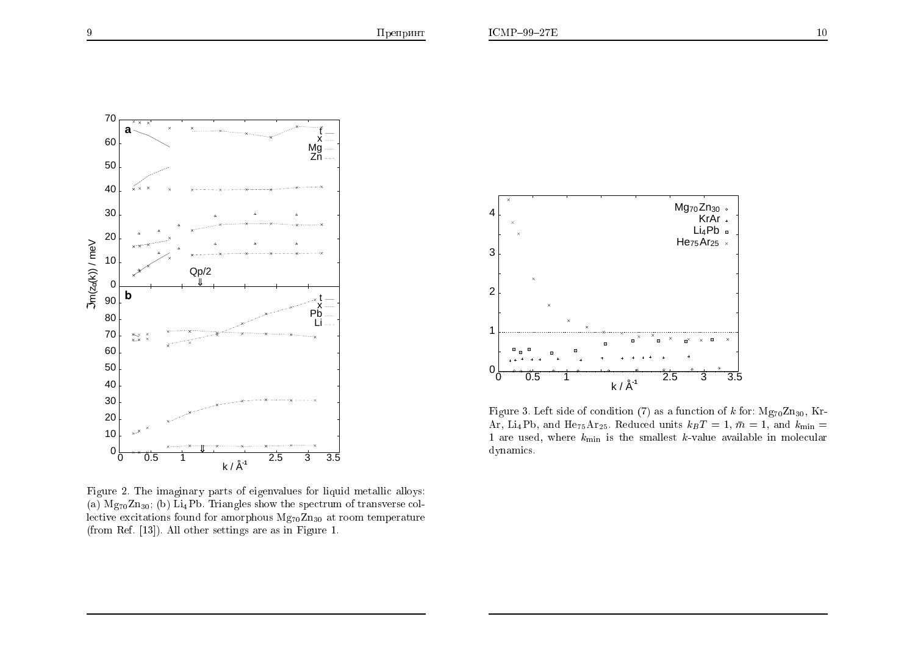Figure 2. The imaginary parts of eigenvalues for liquid metallic alloys: (a) $Mg_{70}Zn_{30}$; (b) $Li_4Pb$. Triangles show the spectrum of transverse collective excitations found for amorphous $Mg_{70}Zn_{30}$ at room temperature (from Ref. [13]). All other settings are as in Figure 1.

Figure 3. Left side of condition (7) as a function of $k$ for: $Mg_{70}Zn_{30}$, Kr-Ar, $Li_4Pb$, and $He_{75}Ar_{25}$. Reduced units $k_BT = 1$, $\bar{m} = 1$, and $k_{\min} = 1$ are used, where $k_{\min}$ is the smallest $k$-value available in molecular dynamics.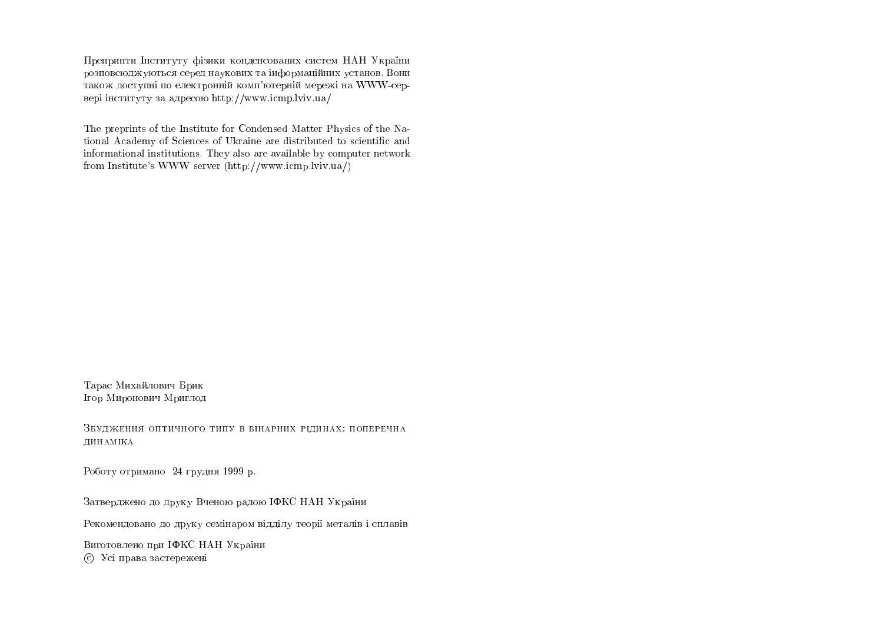Препринти Інституту фізики конденсованих систем НАН України розповсюджуються серед наукових та інформаційних установ. Вони також доступні по електронній комп'ютерній мережі на WWW-сервері інституту за адресою http://www.icmp.lviv.ua/

The preprints of the Institute for Condensed Matter Physics of the National Academy of Sciences of Ukraine are distributed to scientific and informational institutions. They also are available by computer network from Institute's WWW server (http://www.icmp.lviv.ua/)

Тарас Михайлович Брик
Ігор Миронович Мриглод

Збудження оптичного типу в бінарних рідинах: поперечна динаміка

Роботу отримано 24 грудня 1999 р.

Затверджено до друку Вченою радою ІФКС НАН України

Рекомендовано до друку семінаром відділу теорії металів і сплавів

Виготовлено при ІФКС НАН України
© Усі права застережені